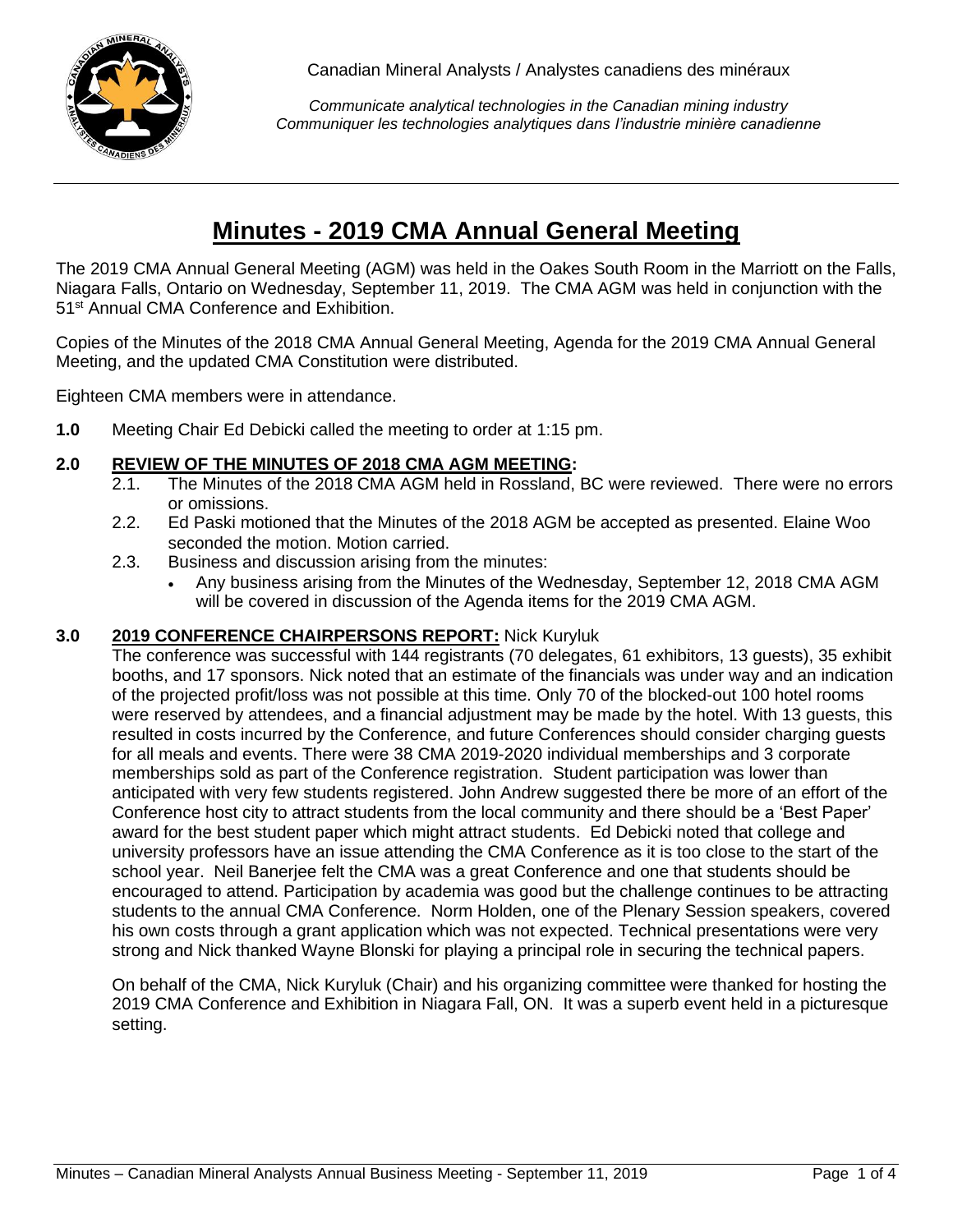Canadian Mineral Analysts / Analystes canadiens des minéraux

*Communicate analytical technologies in the Canadian mining industry*
*Communiquer les technologies analytiques dans l'industrie minière canadienne*

# Minutes - 2019 CMA Annual General Meeting

The 2019 CMA Annual General Meeting (AGM) was held in the Oakes South Room in the Marriott on the Falls, Niagara Falls, Ontario on Wednesday, September 11, 2019. The CMA AGM was held in conjunction with the 51st Annual CMA Conference and Exhibition.

Copies of the Minutes of the 2018 CMA Annual General Meeting, Agenda for the 2019 CMA Annual General Meeting, and the updated CMA Constitution were distributed.

Eighteen CMA members were in attendance.

**1.0** Meeting Chair Ed Debicki called the meeting to order at 1:15 pm.

## 2.0 REVIEW OF THE MINUTES OF 2018 CMA AGM MEETING:

2.1. The Minutes of the 2018 CMA AGM held in Rossland, BC were reviewed. There were no errors or omissions.

2.2. Ed Paski motioned that the Minutes of the 2018 AGM be accepted as presented. Elaine Woo seconded the motion. Motion carried.

2.3. Business and discussion arising from the minutes:

- Any business arising from the Minutes of the Wednesday, September 12, 2018 CMA AGM will be covered in discussion of the Agenda items for the 2019 CMA AGM.

## 3.0 2019 CONFERENCE CHAIRPERSONS REPORT: Nick Kuryluk

The conference was successful with 144 registrants (70 delegates, 61 exhibitors, 13 guests), 35 exhibit booths, and 17 sponsors. Nick noted that an estimate of the financials was under way and an indication of the projected profit/loss was not possible at this time. Only 70 of the blocked-out 100 hotel rooms were reserved by attendees, and a financial adjustment may be made by the hotel. With 13 guests, this resulted in costs incurred by the Conference, and future Conferences should consider charging guests for all meals and events. There were 38 CMA 2019-2020 individual memberships and 3 corporate memberships sold as part of the Conference registration. Student participation was lower than anticipated with very few students registered. John Andrew suggested there be more of an effort of the Conference host city to attract students from the local community and there should be a 'Best Paper' award for the best student paper which might attract students. Ed Debicki noted that college and university professors have an issue attending the CMA Conference as it is too close to the start of the school year. Neil Banerjee felt the CMA was a great Conference and one that students should be encouraged to attend. Participation by academia was good but the challenge continues to be attracting students to the annual CMA Conference. Norm Holden, one of the Plenary Session speakers, covered his own costs through a grant application which was not expected. Technical presentations were very strong and Nick thanked Wayne Blonski for playing a principal role in securing the technical papers.

On behalf of the CMA, Nick Kuryluk (Chair) and his organizing committee were thanked for hosting the 2019 CMA Conference and Exhibition in Niagara Fall, ON. It was a superb event held in a picturesque setting.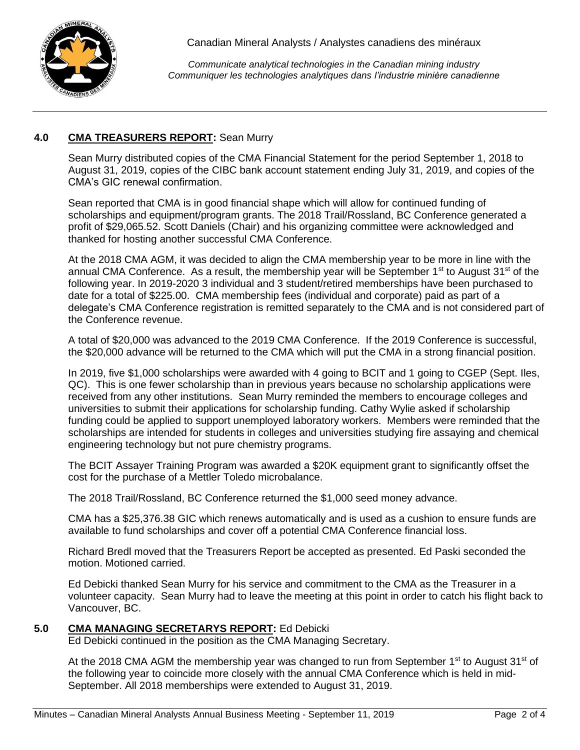## 4.0 CMA TREASURERS REPORT: Sean Murry

Sean Murry distributed copies of the CMA Financial Statement for the period September 1, 2018 to August 31, 2019, copies of the CIBC bank account statement ending July 31, 2019, and copies of the CMA's GIC renewal confirmation.

Sean reported that CMA is in good financial shape which will allow for continued funding of scholarships and equipment/program grants. The 2018 Trail/Rossland, BC Conference generated a profit of $29,065.52. Scott Daniels (Chair) and his organizing committee were acknowledged and thanked for hosting another successful CMA Conference.

At the 2018 CMA AGM, it was decided to align the CMA membership year to be more in line with the annual CMA Conference. As a result, the membership year will be September 1st to August 31st of the following year. In 2019-2020 3 individual and 3 student/retired memberships have been purchased to date for a total of $225.00. CMA membership fees (individual and corporate) paid as part of a delegate's CMA Conference registration is remitted separately to the CMA and is not considered part of the Conference revenue.

A total of $20,000 was advanced to the 2019 CMA Conference. If the 2019 Conference is successful, the $20,000 advance will be returned to the CMA which will put the CMA in a strong financial position.

In 2019, five $1,000 scholarships were awarded with 4 going to BCIT and 1 going to CGEP (Sept. Iles, QC). This is one fewer scholarship than in previous years because no scholarship applications were received from any other institutions. Sean Murry reminded the members to encourage colleges and universities to submit their applications for scholarship funding. Cathy Wylie asked if scholarship funding could be applied to support unemployed laboratory workers. Members were reminded that the scholarships are intended for students in colleges and universities studying fire assaying and chemical engineering technology but not pure chemistry programs.

The BCIT Assayer Training Program was awarded a $20K equipment grant to significantly offset the cost for the purchase of a Mettler Toledo microbalance.

The 2018 Trail/Rossland, BC Conference returned the $1,000 seed money advance.

CMA has a $25,376.38 GIC which renews automatically and is used as a cushion to ensure funds are available to fund scholarships and cover off a potential CMA Conference financial loss.

Richard Bredl moved that the Treasurers Report be accepted as presented. Ed Paski seconded the motion. Motioned carried.

Ed Debicki thanked Sean Murry for his service and commitment to the CMA as the Treasurer in a volunteer capacity. Sean Murry had to leave the meeting at this point in order to catch his flight back to Vancouver, BC.

## 5.0 CMA MANAGING SECRETARYS REPORT: Ed Debicki

Ed Debicki continued in the position as the CMA Managing Secretary.

At the 2018 CMA AGM the membership year was changed to run from September 1st to August 31st of the following year to coincide more closely with the annual CMA Conference which is held in mid-September. All 2018 memberships were extended to August 31, 2019.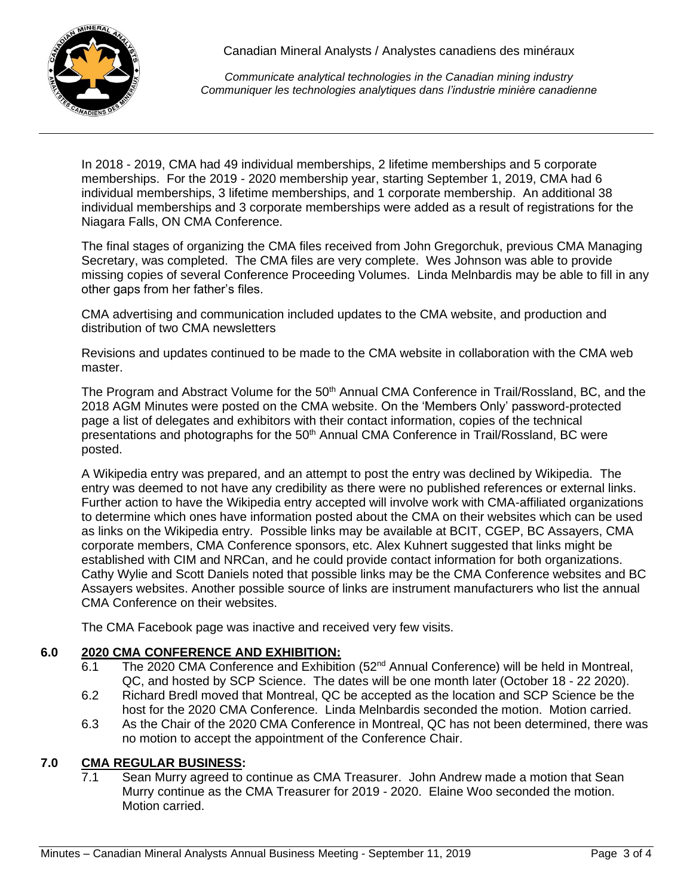In 2018 - 2019, CMA had 49 individual memberships, 2 lifetime memberships and 5 corporate memberships. For the 2019 - 2020 membership year, starting September 1, 2019, CMA had 6 individual memberships, 3 lifetime memberships, and 1 corporate membership. An additional 38 individual memberships and 3 corporate memberships were added as a result of registrations for the Niagara Falls, ON CMA Conference.

The final stages of organizing the CMA files received from John Gregorchuk, previous CMA Managing Secretary, was completed. The CMA files are very complete. Wes Johnson was able to provide missing copies of several Conference Proceeding Volumes. Linda Melnbardis may be able to fill in any other gaps from her father's files.

CMA advertising and communication included updates to the CMA website, and production and distribution of two CMA newsletters

Revisions and updates continued to be made to the CMA website in collaboration with the CMA web master.

The Program and Abstract Volume for the 50th Annual CMA Conference in Trail/Rossland, BC, and the 2018 AGM Minutes were posted on the CMA website. On the 'Members Only' password-protected page a list of delegates and exhibitors with their contact information, copies of the technical presentations and photographs for the 50th Annual CMA Conference in Trail/Rossland, BC were posted.

A Wikipedia entry was prepared, and an attempt to post the entry was declined by Wikipedia. The entry was deemed to not have any credibility as there were no published references or external links. Further action to have the Wikipedia entry accepted will involve work with CMA-affiliated organizations to determine which ones have information posted about the CMA on their websites which can be used as links on the Wikipedia entry. Possible links may be available at BCIT, CGEP, BC Assayers, CMA corporate members, CMA Conference sponsors, etc. Alex Kuhnert suggested that links might be established with CIM and NRCan, and he could provide contact information for both organizations. Cathy Wylie and Scott Daniels noted that possible links may be the CMA Conference websites and BC Assayers websites. Another possible source of links are instrument manufacturers who list the annual CMA Conference on their websites.

The CMA Facebook page was inactive and received very few visits.

## 6.0 2020 CMA CONFERENCE AND EXHIBITION:

6.1 The 2020 CMA Conference and Exhibition (52nd Annual Conference) will be held in Montreal, QC, and hosted by SCP Science. The dates will be one month later (October 18 - 22 2020).

6.2 Richard Bredl moved that Montreal, QC be accepted as the location and SCP Science be the host for the 2020 CMA Conference. Linda Melnbardis seconded the motion. Motion carried.

6.3 As the Chair of the 2020 CMA Conference in Montreal, QC has not been determined, there was no motion to accept the appointment of the Conference Chair.

## 7.0 CMA REGULAR BUSINESS:

7.1 Sean Murry agreed to continue as CMA Treasurer. John Andrew made a motion that Sean Murry continue as the CMA Treasurer for 2019 - 2020. Elaine Woo seconded the motion. Motion carried.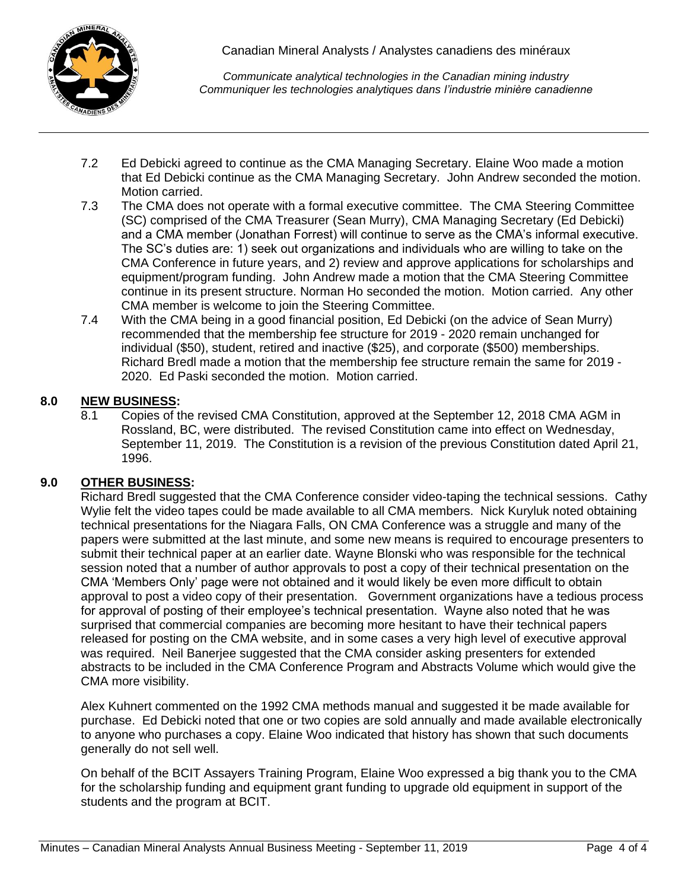7.2 Ed Debicki agreed to continue as the CMA Managing Secretary. Elaine Woo made a motion that Ed Debicki continue as the CMA Managing Secretary. John Andrew seconded the motion. Motion carried.

7.3 The CMA does not operate with a formal executive committee. The CMA Steering Committee (SC) comprised of the CMA Treasurer (Sean Murry), CMA Managing Secretary (Ed Debicki) and a CMA member (Jonathan Forrest) will continue to serve as the CMA's informal executive. The SC's duties are: 1) seek out organizations and individuals who are willing to take on the CMA Conference in future years, and 2) review and approve applications for scholarships and equipment/program funding. John Andrew made a motion that the CMA Steering Committee continue in its present structure. Norman Ho seconded the motion. Motion carried. Any other CMA member is welcome to join the Steering Committee.

7.4 With the CMA being in a good financial position, Ed Debicki (on the advice of Sean Murry) recommended that the membership fee structure for 2019 - 2020 remain unchanged for individual ($50), student, retired and inactive ($25), and corporate ($500) memberships. Richard Bredl made a motion that the membership fee structure remain the same for 2019 - 2020. Ed Paski seconded the motion. Motion carried.

## 8.0 NEW BUSINESS:

8.1 Copies of the revised CMA Constitution, approved at the September 12, 2018 CMA AGM in Rossland, BC, were distributed. The revised Constitution came into effect on Wednesday, September 11, 2019. The Constitution is a revision of the previous Constitution dated April 21, 1996.

## 9.0 OTHER BUSINESS:

Richard Bredl suggested that the CMA Conference consider video-taping the technical sessions. Cathy Wylie felt the video tapes could be made available to all CMA members. Nick Kuryluk noted obtaining technical presentations for the Niagara Falls, ON CMA Conference was a struggle and many of the papers were submitted at the last minute, and some new means is required to encourage presenters to submit their technical paper at an earlier date. Wayne Blonski who was responsible for the technical session noted that a number of author approvals to post a copy of their technical presentation on the CMA 'Members Only' page were not obtained and it would likely be even more difficult to obtain approval to post a video copy of their presentation. Government organizations have a tedious process for approval of posting of their employee's technical presentation. Wayne also noted that he was surprised that commercial companies are becoming more hesitant to have their technical papers released for posting on the CMA website, and in some cases a very high level of executive approval was required. Neil Banerjee suggested that the CMA consider asking presenters for extended abstracts to be included in the CMA Conference Program and Abstracts Volume which would give the CMA more visibility.

Alex Kuhnert commented on the 1992 CMA methods manual and suggested it be made available for purchase. Ed Debicki noted that one or two copies are sold annually and made available electronically to anyone who purchases a copy. Elaine Woo indicated that history has shown that such documents generally do not sell well.

On behalf of the BCIT Assayers Training Program, Elaine Woo expressed a big thank you to the CMA for the scholarship funding and equipment grant funding to upgrade old equipment in support of the students and the program at BCIT.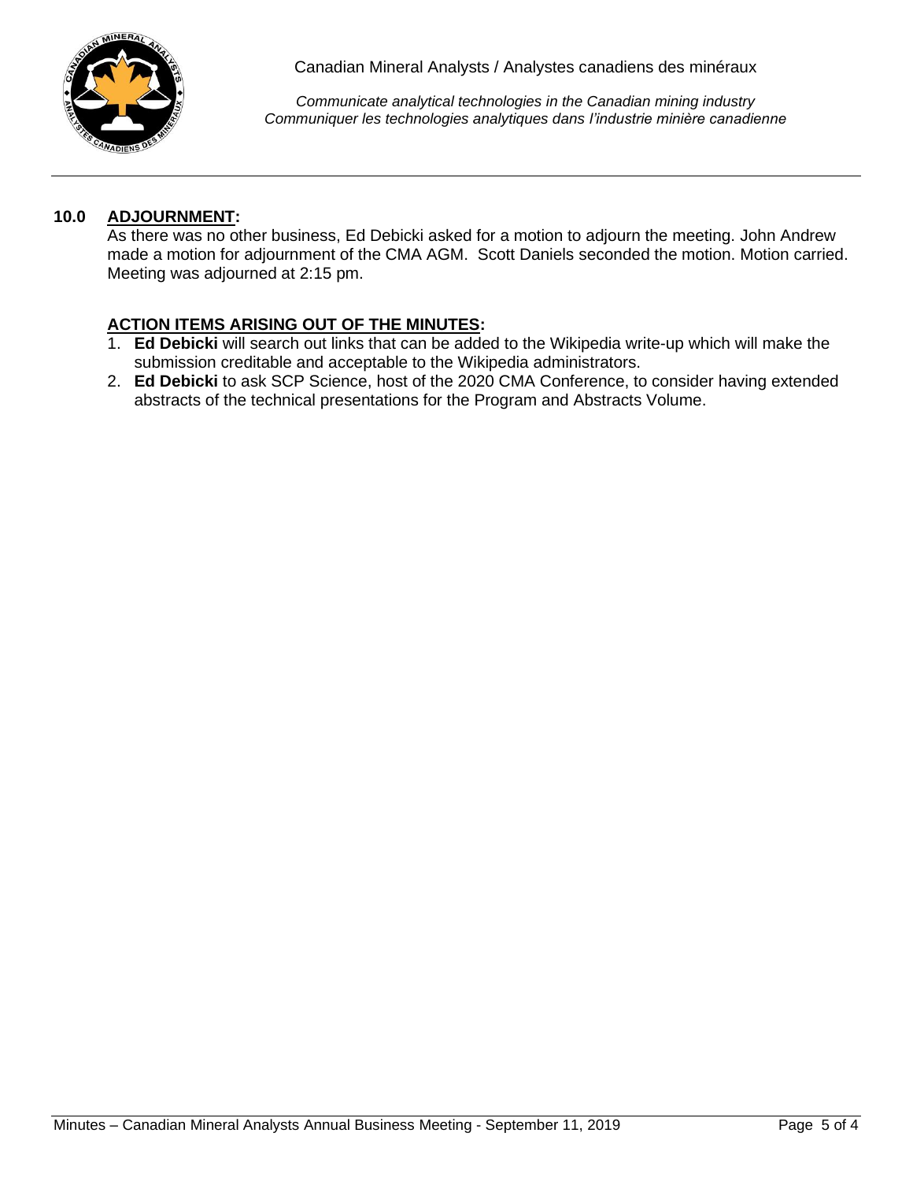## 10.0 ADJOURNMENT:

As there was no other business, Ed Debicki asked for a motion to adjourn the meeting. John Andrew made a motion for adjournment of the CMA AGM. Scott Daniels seconded the motion. Motion carried. Meeting was adjourned at 2:15 pm.

## ACTION ITEMS ARISING OUT OF THE MINUTES:

1. **Ed Debicki** will search out links that can be added to the Wikipedia write-up which will make the submission creditable and acceptable to the Wikipedia administrators.
2. **Ed Debicki** to ask SCP Science, host of the 2020 CMA Conference, to consider having extended abstracts of the technical presentations for the Program and Abstracts Volume.